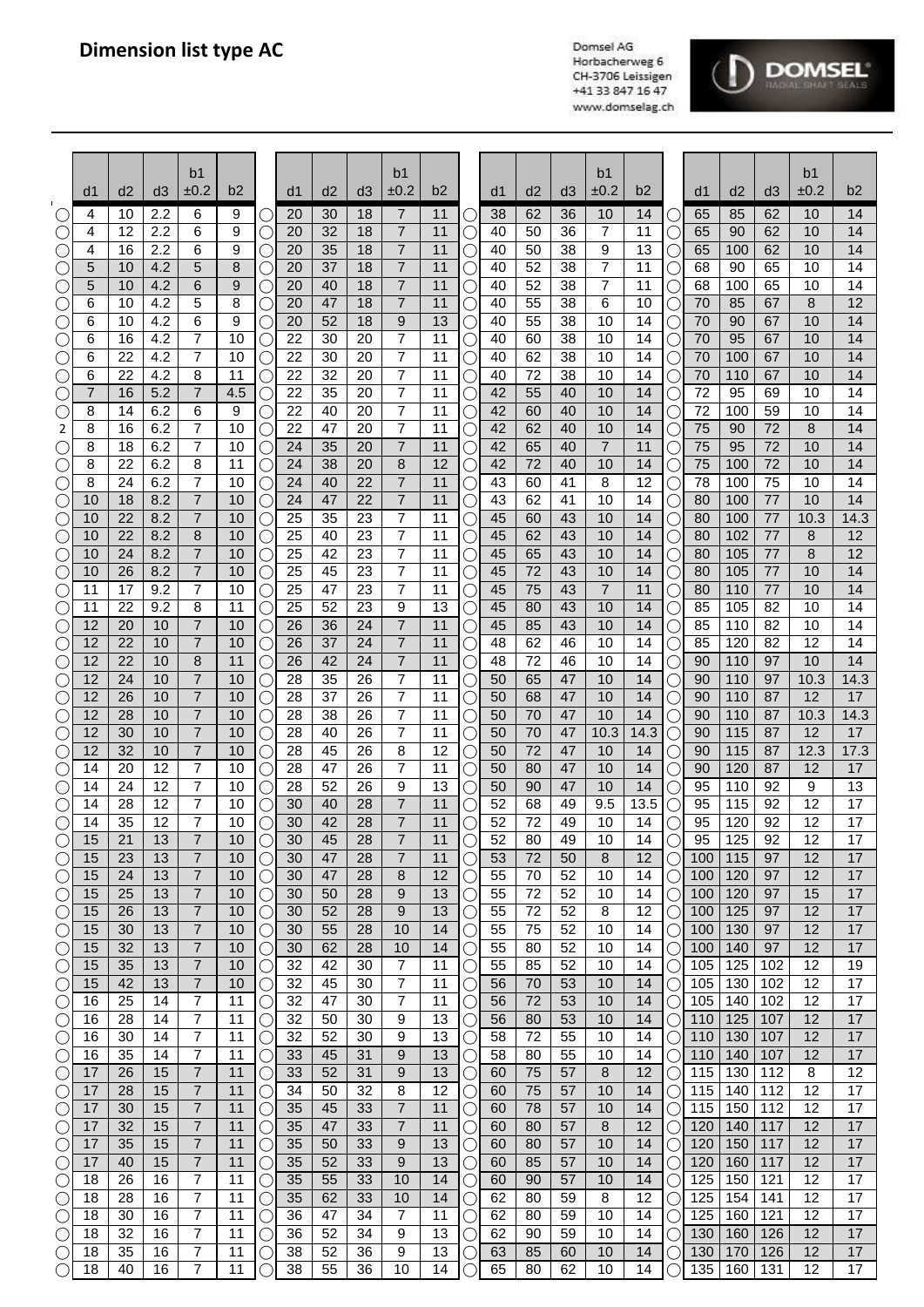# Dimension list type AC

Domsel AG
Horbacherweg 6
CH-3706 Leissigen
+41 33 847 16 47
www.domselag.ch

| d1 | d2 | d3 | b1 ±0.2 | b2 |
|---|---|---|---|---|
| 4 | 10 | 2.2 | 6 | 9 |
| 4 | 12 | 2.2 | 6 | 9 |
| 4 | 16 | 2.2 | 6 | 9 |
| 5 | 10 | 4.2 | 5 | 8 |
| 5 | 10 | 4.2 | 6 | 9 |
| 6 | 10 | 4.2 | 5 | 8 |
| 6 | 10 | 4.2 | 6 | 9 |
| 6 | 16 | 4.2 | 7 | 10 |
| 6 | 22 | 4.2 | 7 | 10 |
| 6 | 22 | 4.2 | 8 | 11 |
| 7 | 16 | 5.2 | 7 | 4.5 |
| 8 | 14 | 6.2 | 6 | 9 |
| 8 | 16 | 6.2 | 7 | 10 |
| 8 | 18 | 6.2 | 7 | 10 |
| 8 | 22 | 6.2 | 8 | 11 |
| 8 | 24 | 6.2 | 7 | 10 |
| 10 | 18 | 8.2 | 7 | 10 |
| 10 | 22 | 8.2 | 7 | 10 |
| 10 | 22 | 8.2 | 8 | 10 |
| 10 | 24 | 8.2 | 7 | 10 |
| 10 | 26 | 8.2 | 7 | 10 |
| 11 | 17 | 9.2 | 7 | 10 |
| 11 | 22 | 9.2 | 8 | 11 |
| 12 | 20 | 10 | 7 | 10 |
| 12 | 22 | 10 | 7 | 10 |
| 12 | 22 | 10 | 8 | 11 |
| 12 | 24 | 10 | 7 | 10 |
| 12 | 26 | 10 | 7 | 10 |
| 12 | 28 | 10 | 7 | 10 |
| 12 | 30 | 10 | 7 | 10 |
| 12 | 32 | 10 | 7 | 10 |
| 14 | 20 | 12 | 7 | 10 |
| 14 | 24 | 12 | 7 | 10 |
| 14 | 28 | 12 | 7 | 10 |
| 14 | 35 | 12 | 7 | 10 |
| 15 | 21 | 13 | 7 | 10 |
| 15 | 23 | 13 | 7 | 10 |
| 15 | 24 | 13 | 7 | 10 |
| 15 | 25 | 13 | 7 | 10 |
| 15 | 26 | 13 | 7 | 10 |
| 15 | 30 | 13 | 7 | 10 |
| 15 | 32 | 13 | 7 | 10 |
| 15 | 35 | 13 | 7 | 10 |
| 15 | 42 | 13 | 7 | 10 |
| 16 | 25 | 14 | 7 | 11 |
| 16 | 28 | 14 | 7 | 11 |
| 16 | 30 | 14 | 7 | 11 |
| 16 | 35 | 14 | 7 | 11 |
| 17 | 26 | 15 | 7 | 11 |
| 17 | 28 | 15 | 7 | 11 |
| 17 | 30 | 15 | 7 | 11 |
| 17 | 32 | 15 | 7 | 11 |
| 17 | 35 | 15 | 7 | 11 |
| 17 | 40 | 15 | 7 | 11 |
| 18 | 26 | 16 | 7 | 11 |
| 18 | 28 | 16 | 7 | 11 |
| 18 | 30 | 16 | 7 | 11 |
| 18 | 32 | 16 | 7 | 11 |
| 18 | 35 | 16 | 7 | 11 |
| 18 | 40 | 16 | 7 | 11 |

| d1 | d2 | d3 | b1 ±0.2 | b2 |
|---|---|---|---|---|
| 20 | 30 | 18 | 7 | 11 |
| 20 | 32 | 18 | 7 | 11 |
| 20 | 35 | 18 | 7 | 11 |
| 20 | 37 | 18 | 7 | 11 |
| 20 | 40 | 18 | 7 | 11 |
| 20 | 47 | 18 | 7 | 11 |
| 20 | 52 | 18 | 9 | 13 |
| 22 | 30 | 20 | 7 | 11 |
| 22 | 30 | 20 | 7 | 11 |
| 22 | 32 | 20 | 7 | 11 |
| 22 | 35 | 20 | 7 | 11 |
| 22 | 40 | 20 | 7 | 11 |
| 22 | 47 | 20 | 7 | 11 |
| 24 | 35 | 20 | 7 | 11 |
| 24 | 38 | 20 | 8 | 12 |
| 24 | 40 | 22 | 7 | 11 |
| 24 | 47 | 22 | 7 | 11 |
| 25 | 35 | 23 | 7 | 11 |
| 25 | 40 | 23 | 7 | 11 |
| 25 | 42 | 23 | 7 | 11 |
| 25 | 45 | 23 | 7 | 11 |
| 25 | 47 | 23 | 7 | 11 |
| 25 | 52 | 23 | 9 | 13 |
| 26 | 36 | 24 | 7 | 11 |
| 26 | 37 | 24 | 7 | 11 |
| 26 | 42 | 24 | 7 | 11 |
| 28 | 35 | 26 | 7 | 11 |
| 28 | 37 | 26 | 7 | 11 |
| 28 | 38 | 26 | 7 | 11 |
| 28 | 40 | 26 | 7 | 11 |
| 28 | 45 | 26 | 8 | 12 |
| 28 | 47 | 26 | 7 | 11 |
| 28 | 52 | 26 | 9 | 13 |
| 30 | 40 | 28 | 7 | 11 |
| 30 | 42 | 28 | 7 | 11 |
| 30 | 45 | 28 | 7 | 11 |
| 30 | 47 | 28 | 7 | 11 |
| 30 | 47 | 28 | 8 | 12 |
| 30 | 50 | 28 | 9 | 13 |
| 30 | 52 | 28 | 9 | 13 |
| 30 | 55 | 28 | 10 | 14 |
| 30 | 62 | 28 | 10 | 14 |
| 32 | 42 | 30 | 7 | 11 |
| 32 | 45 | 30 | 7 | 11 |
| 32 | 47 | 30 | 7 | 11 |
| 32 | 50 | 30 | 9 | 13 |
| 32 | 52 | 30 | 9 | 13 |
| 33 | 45 | 31 | 9 | 13 |
| 33 | 52 | 31 | 9 | 13 |
| 34 | 50 | 32 | 8 | 12 |
| 35 | 45 | 33 | 7 | 11 |
| 35 | 47 | 33 | 7 | 11 |
| 35 | 50 | 33 | 9 | 13 |
| 35 | 52 | 33 | 9 | 13 |
| 35 | 55 | 33 | 10 | 14 |
| 35 | 62 | 33 | 10 | 14 |
| 36 | 47 | 34 | 7 | 11 |
| 36 | 52 | 34 | 9 | 13 |
| 38 | 52 | 36 | 9 | 13 |
| 38 | 55 | 36 | 10 | 14 |

| d1 | d2 | d3 | b1 ±0.2 | b2 |
|---|---|---|---|---|
| 38 | 62 | 36 | 10 | 14 |
| 40 | 50 | 36 | 7 | 11 |
| 40 | 50 | 38 | 9 | 13 |
| 40 | 52 | 38 | 7 | 11 |
| 40 | 52 | 38 | 7 | 11 |
| 40 | 55 | 38 | 6 | 10 |
| 40 | 55 | 38 | 10 | 14 |
| 40 | 60 | 38 | 10 | 14 |
| 40 | 62 | 38 | 10 | 14 |
| 40 | 72 | 38 | 10 | 14 |
| 42 | 55 | 40 | 10 | 14 |
| 42 | 60 | 40 | 10 | 14 |
| 42 | 62 | 40 | 10 | 14 |
| 42 | 65 | 40 | 7 | 11 |
| 42 | 72 | 40 | 10 | 14 |
| 43 | 60 | 41 | 8 | 12 |
| 43 | 62 | 41 | 10 | 14 |
| 45 | 60 | 43 | 10 | 14 |
| 45 | 62 | 43 | 10 | 14 |
| 45 | 65 | 43 | 10 | 14 |
| 45 | 72 | 43 | 10 | 14 |
| 45 | 75 | 43 | 7 | 11 |
| 45 | 80 | 43 | 10 | 14 |
| 45 | 85 | 43 | 10 | 14 |
| 48 | 62 | 46 | 10 | 14 |
| 48 | 72 | 46 | 10 | 14 |
| 50 | 65 | 47 | 10 | 14 |
| 50 | 68 | 47 | 10 | 14 |
| 50 | 70 | 47 | 10 | 14 |
| 50 | 70 | 47 | 10.3 | 14.3 |
| 50 | 72 | 47 | 10 | 14 |
| 50 | 80 | 47 | 10 | 14 |
| 50 | 90 | 47 | 10 | 14 |
| 52 | 68 | 49 | 9.5 | 13.5 |
| 52 | 72 | 49 | 10 | 14 |
| 52 | 80 | 49 | 10 | 14 |
| 53 | 72 | 50 | 8 | 12 |
| 55 | 70 | 52 | 10 | 14 |
| 55 | 72 | 52 | 10 | 14 |
| 55 | 72 | 52 | 8 | 12 |
| 55 | 75 | 52 | 10 | 14 |
| 55 | 80 | 52 | 10 | 14 |
| 55 | 85 | 52 | 10 | 14 |
| 56 | 70 | 53 | 10 | 14 |
| 56 | 72 | 53 | 10 | 14 |
| 56 | 80 | 53 | 10 | 14 |
| 58 | 72 | 55 | 10 | 14 |
| 58 | 80 | 55 | 10 | 14 |
| 60 | 75 | 57 | 8 | 12 |
| 60 | 75 | 57 | 10 | 14 |
| 60 | 78 | 57 | 10 | 14 |
| 60 | 80 | 57 | 8 | 12 |
| 60 | 80 | 57 | 10 | 14 |
| 60 | 85 | 57 | 10 | 14 |
| 60 | 90 | 57 | 10 | 14 |
| 62 | 80 | 59 | 8 | 12 |
| 62 | 80 | 59 | 10 | 14 |
| 62 | 90 | 59 | 10 | 14 |
| 63 | 85 | 60 | 10 | 14 |
| 65 | 80 | 62 | 10 | 14 |

| d1 | d2 | d3 | b1 ±0.2 | b2 |
|---|---|---|---|---|
| 65 | 85 | 62 | 10 | 14 |
| 65 | 90 | 62 | 10 | 14 |
| 65 | 100 | 62 | 10 | 14 |
| 68 | 90 | 65 | 10 | 14 |
| 68 | 100 | 65 | 10 | 14 |
| 70 | 85 | 67 | 8 | 12 |
| 70 | 90 | 67 | 10 | 14 |
| 70 | 95 | 67 | 10 | 14 |
| 70 | 100 | 67 | 10 | 14 |
| 70 | 110 | 67 | 10 | 14 |
| 72 | 95 | 69 | 10 | 14 |
| 72 | 100 | 59 | 10 | 14 |
| 75 | 90 | 72 | 8 | 14 |
| 75 | 95 | 72 | 10 | 14 |
| 75 | 100 | 72 | 10 | 14 |
| 78 | 100 | 75 | 10 | 14 |
| 80 | 100 | 77 | 10 | 14 |
| 80 | 100 | 77 | 10.3 | 14.3 |
| 80 | 102 | 77 | 8 | 12 |
| 80 | 105 | 77 | 8 | 12 |
| 80 | 105 | 77 | 10 | 14 |
| 80 | 110 | 77 | 10 | 14 |
| 85 | 105 | 82 | 10 | 14 |
| 85 | 110 | 82 | 10 | 14 |
| 85 | 120 | 82 | 12 | 14 |
| 90 | 110 | 97 | 10 | 14 |
| 90 | 110 | 97 | 10.3 | 14.3 |
| 90 | 110 | 87 | 12 | 17 |
| 90 | 110 | 87 | 10.3 | 14.3 |
| 90 | 115 | 87 | 12 | 17 |
| 90 | 115 | 87 | 12.3 | 17.3 |
| 90 | 120 | 87 | 12 | 17 |
| 95 | 110 | 92 | 9 | 13 |
| 95 | 115 | 92 | 12 | 17 |
| 95 | 120 | 92 | 12 | 17 |
| 95 | 125 | 92 | 12 | 17 |
| 100 | 115 | 97 | 12 | 17 |
| 100 | 120 | 97 | 12 | 17 |
| 100 | 120 | 97 | 15 | 17 |
| 100 | 125 | 97 | 12 | 17 |
| 100 | 130 | 97 | 12 | 17 |
| 100 | 140 | 97 | 12 | 17 |
| 105 | 125 | 102 | 12 | 19 |
| 105 | 130 | 102 | 12 | 17 |
| 105 | 140 | 102 | 12 | 17 |
| 110 | 125 | 107 | 12 | 17 |
| 110 | 130 | 107 | 12 | 17 |
| 110 | 140 | 107 | 12 | 17 |
| 115 | 130 | 112 | 8 | 12 |
| 115 | 140 | 112 | 12 | 17 |
| 115 | 150 | 112 | 12 | 17 |
| 120 | 140 | 117 | 12 | 17 |
| 120 | 150 | 117 | 12 | 17 |
| 120 | 160 | 117 | 12 | 17 |
| 125 | 150 | 121 | 12 | 17 |
| 125 | 154 | 141 | 12 | 17 |
| 125 | 160 | 121 | 12 | 17 |
| 130 | 160 | 126 | 12 | 17 |
| 130 | 170 | 126 | 12 | 17 |
| 135 | 160 | 131 | 12 | 17 |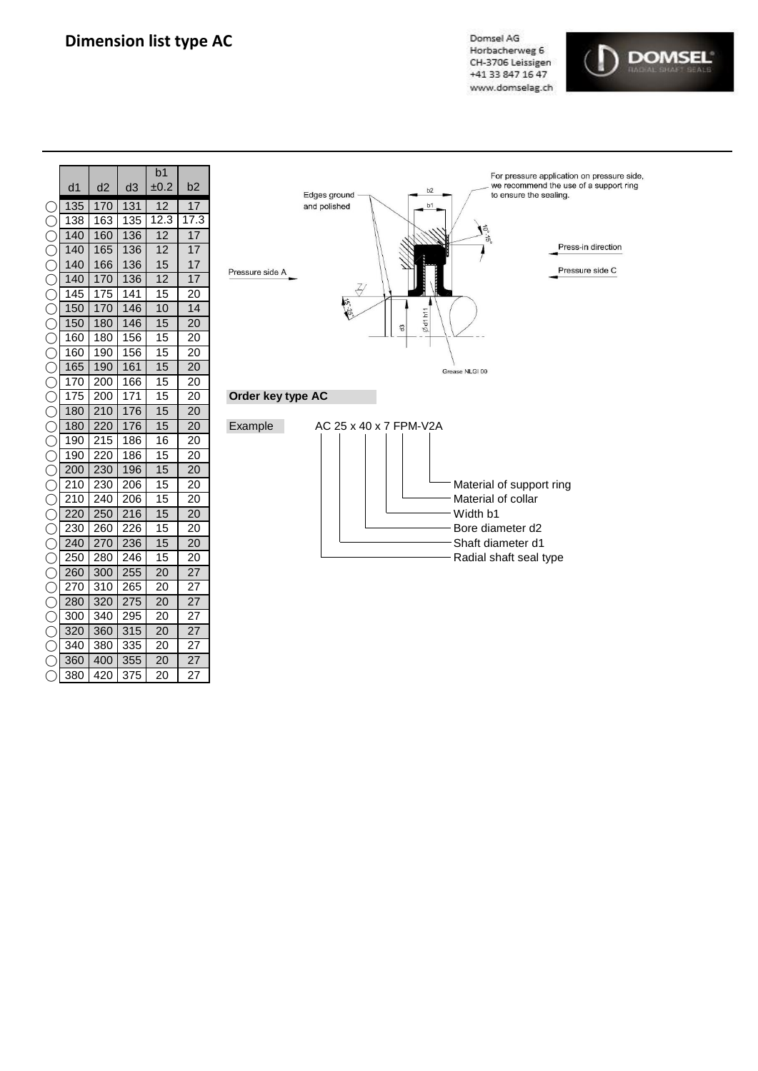# Dimension list type AC

Domsel AG
Horbacherweg 6
CH-3706 Leissigen
+41 33 847 16 47
www.domselag.ch

| d1 | d2 | d3 | b1 ±0.2 | b2 |
|---|---|---|---|---|
| 135 | 170 | 131 | 12 | 17 |
| 138 | 163 | 135 | 12.3 | 17.3 |
| 140 | 160 | 136 | 12 | 17 |
| 140 | 165 | 136 | 12 | 17 |
| 140 | 166 | 136 | 15 | 17 |
| 140 | 170 | 136 | 12 | 17 |
| 145 | 175 | 141 | 15 | 20 |
| 150 | 170 | 146 | 10 | 14 |
| 150 | 180 | 146 | 15 | 20 |
| 160 | 180 | 156 | 15 | 20 |
| 160 | 190 | 156 | 15 | 20 |
| 165 | 190 | 161 | 15 | 20 |
| 170 | 200 | 166 | 15 | 20 |
| 175 | 200 | 171 | 15 | 20 |
| 180 | 210 | 176 | 15 | 20 |
| 180 | 220 | 176 | 15 | 20 |
| 190 | 215 | 186 | 16 | 20 |
| 190 | 220 | 186 | 15 | 20 |
| 200 | 230 | 196 | 15 | 20 |
| 210 | 230 | 206 | 15 | 20 |
| 210 | 240 | 206 | 15 | 20 |
| 220 | 250 | 216 | 15 | 20 |
| 230 | 260 | 226 | 15 | 20 |
| 240 | 270 | 236 | 15 | 20 |
| 250 | 280 | 246 | 15 | 20 |
| 260 | 300 | 255 | 20 | 27 |
| 270 | 310 | 265 | 20 | 27 |
| 280 | 320 | 275 | 20 | 27 |
| 300 | 340 | 295 | 20 | 27 |
| 320 | 360 | 315 | 20 | 27 |
| 340 | 380 | 335 | 20 | 27 |
| 360 | 400 | 355 | 20 | 27 |
| 380 | 420 | 375 | 20 | 27 |

Edges ground and polished

For pressure application on pressure side, we recommend the use of a support ring to ensure the sealing.

Press-in direction

Pressure side A

Pressure side C

Grease NLGI 00

**Order key type AC**

Example AC 25 x 40 x 7 FPM-V2A

- Material of support ring
- Material of collar
- Width b1
- Bore diameter d2
- Shaft diameter d1
- Radial shaft seal type